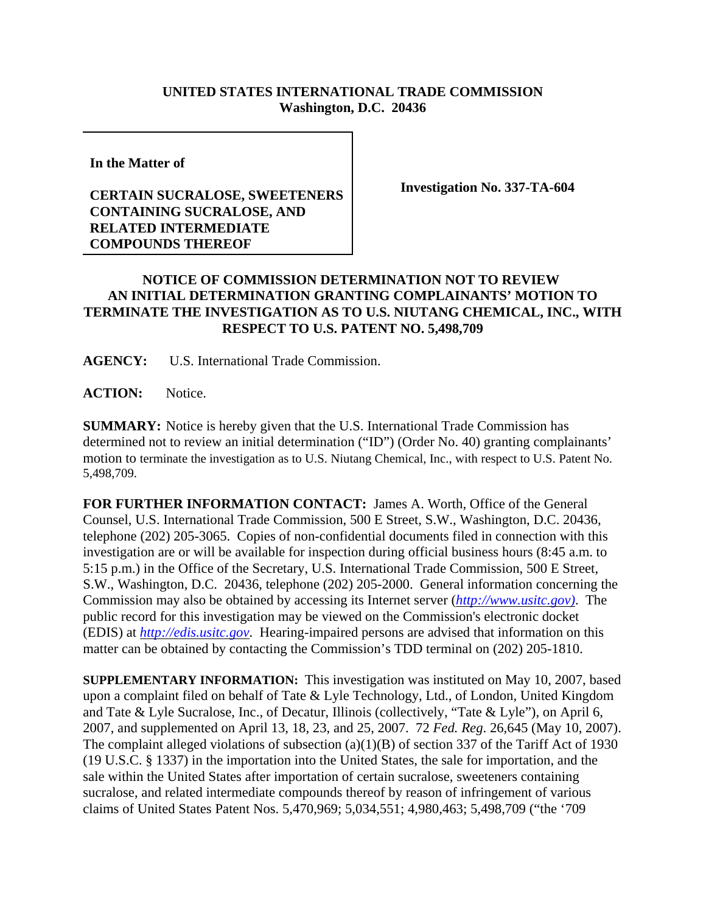**UNITED STATES INTERNATIONAL TRADE COMMISSION**
**Washington, D.C. 20436**

| In the Matter of<br><br>**CERTAIN SUCRALOSE, SWEETENERS CONTAINING SUCRALOSE, AND RELATED INTERMEDIATE COMPOUNDS THEREOF** | **Investigation No. 337-TA-604** |
|---|---|

## NOTICE OF COMMISSION DETERMINATION NOT TO REVIEW AN INITIAL DETERMINATION GRANTING COMPLAINANTS' MOTION TO TERMINATE THE INVESTIGATION AS TO U.S. NIUTANG CHEMICAL, INC., WITH RESPECT TO U.S. PATENT NO. 5,498,709

**AGENCY:** U.S. International Trade Commission.

**ACTION:** Notice.

**SUMMARY:** Notice is hereby given that the U.S. International Trade Commission has determined not to review an initial determination ("ID") (Order No. 40) granting complainants' motion to terminate the investigation as to U.S. Niutang Chemical, Inc., with respect to U.S. Patent No. 5,498,709.

**FOR FURTHER INFORMATION CONTACT:** James A. Worth, Office of the General Counsel, U.S. International Trade Commission, 500 E Street, S.W., Washington, D.C. 20436, telephone (202) 205-3065. Copies of non-confidential documents filed in connection with this investigation are or will be available for inspection during official business hours (8:45 a.m. to 5:15 p.m.) in the Office of the Secretary, U.S. International Trade Commission, 500 E Street, S.W., Washington, D.C. 20436, telephone (202) 205-2000. General information concerning the Commission may also be obtained by accessing its Internet server (*http://www.usitc.gov)*. The public record for this investigation may be viewed on the Commission's electronic docket (EDIS) at *http://edis.usitc.gov*. Hearing-impaired persons are advised that information on this matter can be obtained by contacting the Commission's TDD terminal on (202) 205-1810.

**SUPPLEMENTARY INFORMATION:** This investigation was instituted on May 10, 2007, based upon a complaint filed on behalf of Tate & Lyle Technology, Ltd., of London, United Kingdom and Tate & Lyle Sucralose, Inc., of Decatur, Illinois (collectively, "Tate & Lyle"), on April 6, 2007, and supplemented on April 13, 18, 23, and 25, 2007. 72 *Fed. Reg.* 26,645 (May 10, 2007). The complaint alleged violations of subsection (a)(1)(B) of section 337 of the Tariff Act of 1930 (19 U.S.C. § 1337) in the importation into the United States, the sale for importation, and the sale within the United States after importation of certain sucralose, sweeteners containing sucralose, and related intermediate compounds thereof by reason of infringement of various claims of United States Patent Nos. 5,470,969; 5,034,551; 4,980,463; 5,498,709 ("the '709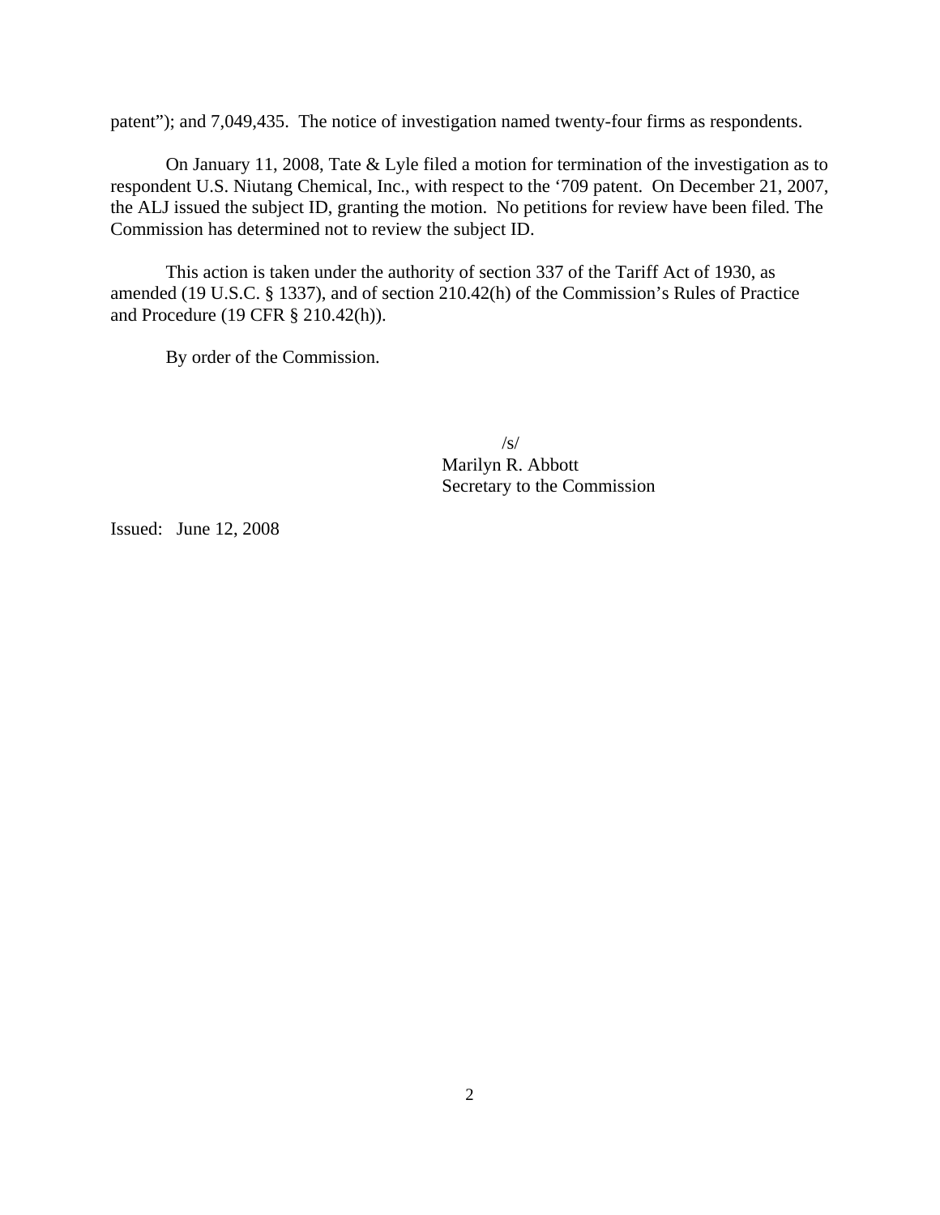patent"); and 7,049,435. The notice of investigation named twenty-four firms as respondents.

On January 11, 2008, Tate & Lyle filed a motion for termination of the investigation as to respondent U.S. Niutang Chemical, Inc., with respect to the '709 patent. On December 21, 2007, the ALJ issued the subject ID, granting the motion. No petitions for review have been filed. The Commission has determined not to review the subject ID.

This action is taken under the authority of section 337 of the Tariff Act of 1930, as amended (19 U.S.C. § 1337), and of section 210.42(h) of the Commission's Rules of Practice and Procedure (19 CFR § 210.42(h)).

By order of the Commission.

/s/
Marilyn R. Abbott
Secretary to the Commission

Issued: June 12, 2008